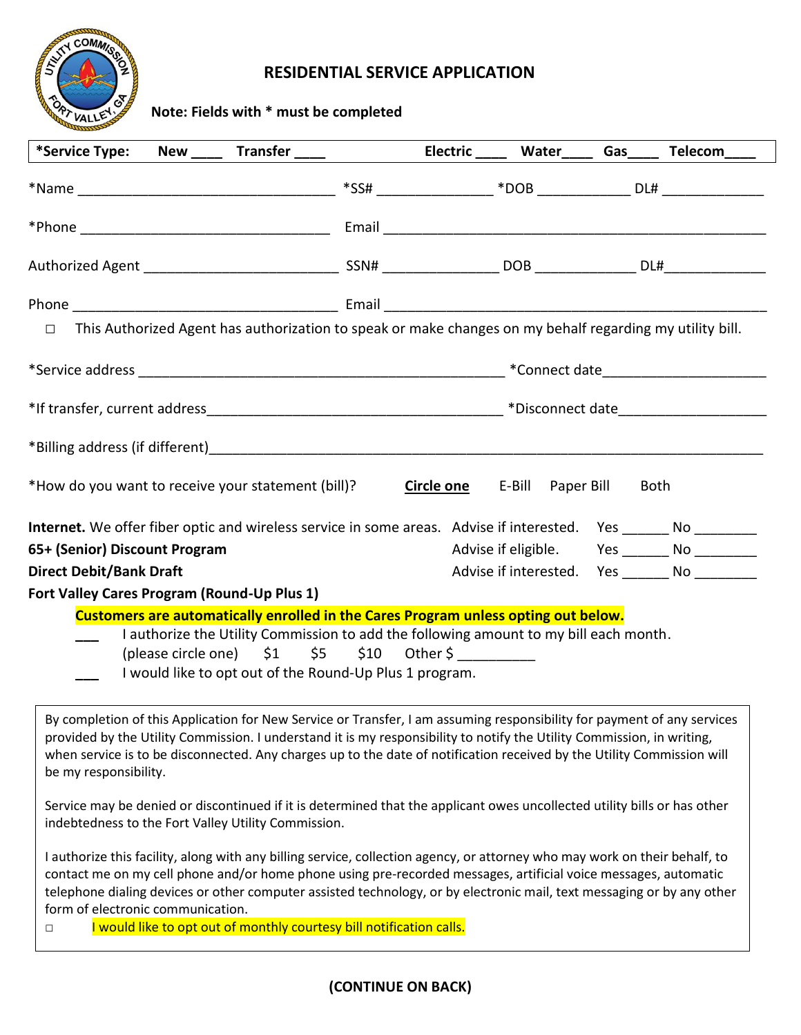# RESIDENTIAL SERVICE APPLICATION

**Note: Fields with * must be completed**

**\*Service Type: New ____ Transfer ____ Electric ____ Water____ Gas____ Telecom____**

*Name _________________________________ *SS# _______________ *DOB ____________ DL# _____________

*Phone ________________________________ Email _________________________________________________

Authorized Agent _________________________ SSN# _______________ DOB _____________ DL#_____________

Phone __________________________________ Email _________________________________________________

☐ This Authorized Agent has authorization to speak or make changes on my behalf regarding my utility bill.

*Service address _______________________________________________ *Connect date_____________________

*If transfer, current address______________________________________ *Disconnect date___________________

*Billing address (if different)_____________________________________________________________________

*How do you want to receive your statement (bill)? **Circle one** E-Bill Paper Bill Both

**Internet.** We offer fiber optic and wireless service in some areas. Advise if interested. Yes ______ No ________

**65+ (Senior) Discount Program** Advise if eligible. Yes ______ No ________

**Direct Debit/Bank Draft** Advise if interested. Yes ______ No ________

**Fort Valley Cares Program (Round-Up Plus 1)**

**Customers are automatically enrolled in the Cares Program unless opting out below.**

___ I authorize the Utility Commission to add the following amount to my bill each month. (please circle one) $1 $5 $10 Other $ __________

___ I would like to opt out of the Round-Up Plus 1 program.

By completion of this Application for New Service or Transfer, I am assuming responsibility for payment of any services provided by the Utility Commission. I understand it is my responsibility to notify the Utility Commission, in writing, when service is to be disconnected. Any charges up to the date of notification received by the Utility Commission will be my responsibility.

Service may be denied or discontinued if it is determined that the applicant owes uncollected utility bills or has other indebtedness to the Fort Valley Utility Commission.

I authorize this facility, along with any billing service, collection agency, or attorney who may work on their behalf, to contact me on my cell phone and/or home phone using pre-recorded messages, artificial voice messages, automatic telephone dialing devices or other computer assisted technology, or by electronic mail, text messaging or by any other form of electronic communication.

☐ I would like to opt out of monthly courtesy bill notification calls.

**(CONTINUE ON BACK)**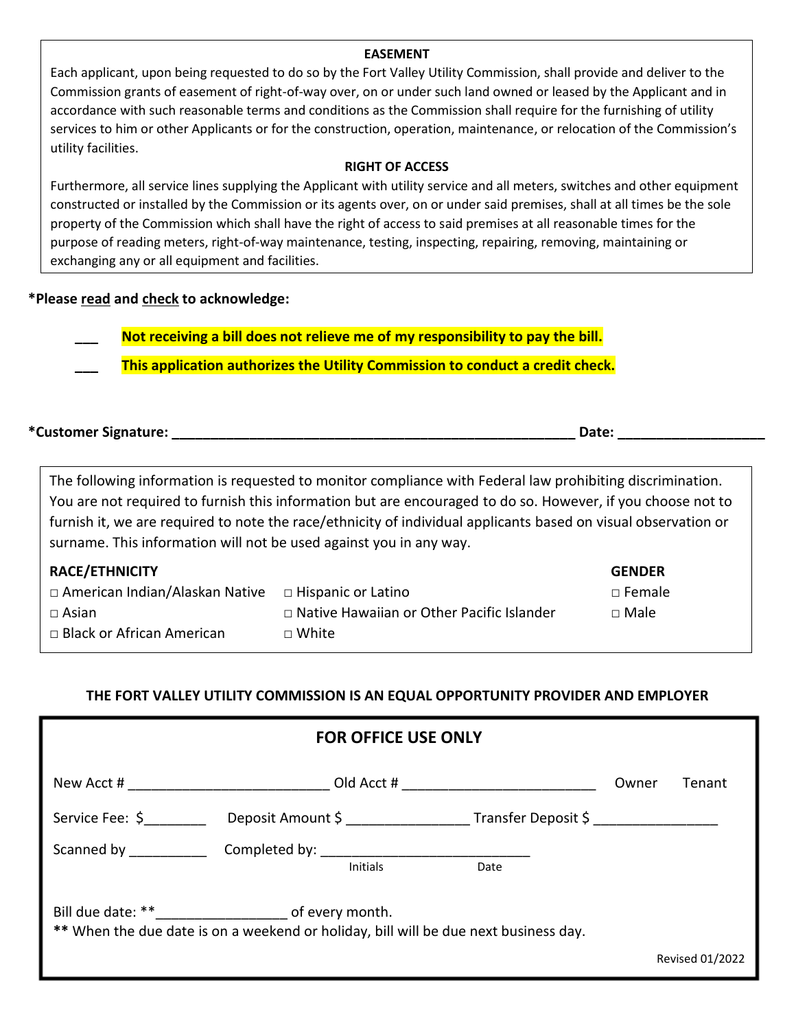## EASEMENT

Each applicant, upon being requested to do so by the Fort Valley Utility Commission, shall provide and deliver to the Commission grants of easement of right-of-way over, on or under such land owned or leased by the Applicant and in accordance with such reasonable terms and conditions as the Commission shall require for the furnishing of utility services to him or other Applicants or for the construction, operation, maintenance, or relocation of the Commission's utility facilities.

## RIGHT OF ACCESS

Furthermore, all service lines supplying the Applicant with utility service and all meters, switches and other equipment constructed or installed by the Commission or its agents over, on or under said premises, shall at all times be the sole property of the Commission which shall have the right of access to said premises at all reasonable times for the purpose of reading meters, right-of-way maintenance, testing, inspecting, repairing, removing, maintaining or exchanging any or all equipment and facilities.

**\*Please read and check to acknowledge:**

___ **Not receiving a bill does not relieve me of my responsibility to pay the bill.**

___ **This application authorizes the Utility Commission to conduct a credit check.**

**\*Customer Signature:** ______________________________________________ **Date:** __________________

The following information is requested to monitor compliance with Federal law prohibiting discrimination. You are not required to furnish this information but are encouraged to do so. However, if you choose not to furnish it, we are required to note the race/ethnicity of individual applicants based on visual observation or surname. This information will not be used against you in any way.

| **RACE/ETHNICITY** | | **GENDER** |
|---|---|---|
| □ American Indian/Alaskan Native | □ Hispanic or Latino | □ Female |
| □ Asian | □ Native Hawaiian or Other Pacific Islander | □ Male |
| □ Black or African American | □ White | |

**THE FORT VALLEY UTILITY COMMISSION IS AN EQUAL OPPORTUNITY PROVIDER AND EMPLOYER**

## FOR OFFICE USE ONLY

New Acct # _______________________ Old Acct # _______________________ Owner Tenant

Service Fee: $________ Deposit Amount $ _______________ Transfer Deposit $ _______________

Scanned by __________ Completed by: _______________________
Initials Date

Bill due date: **________________ of every month.
** When the due date is on a weekend or holiday, bill will be due next business day.

Revised 01/2022